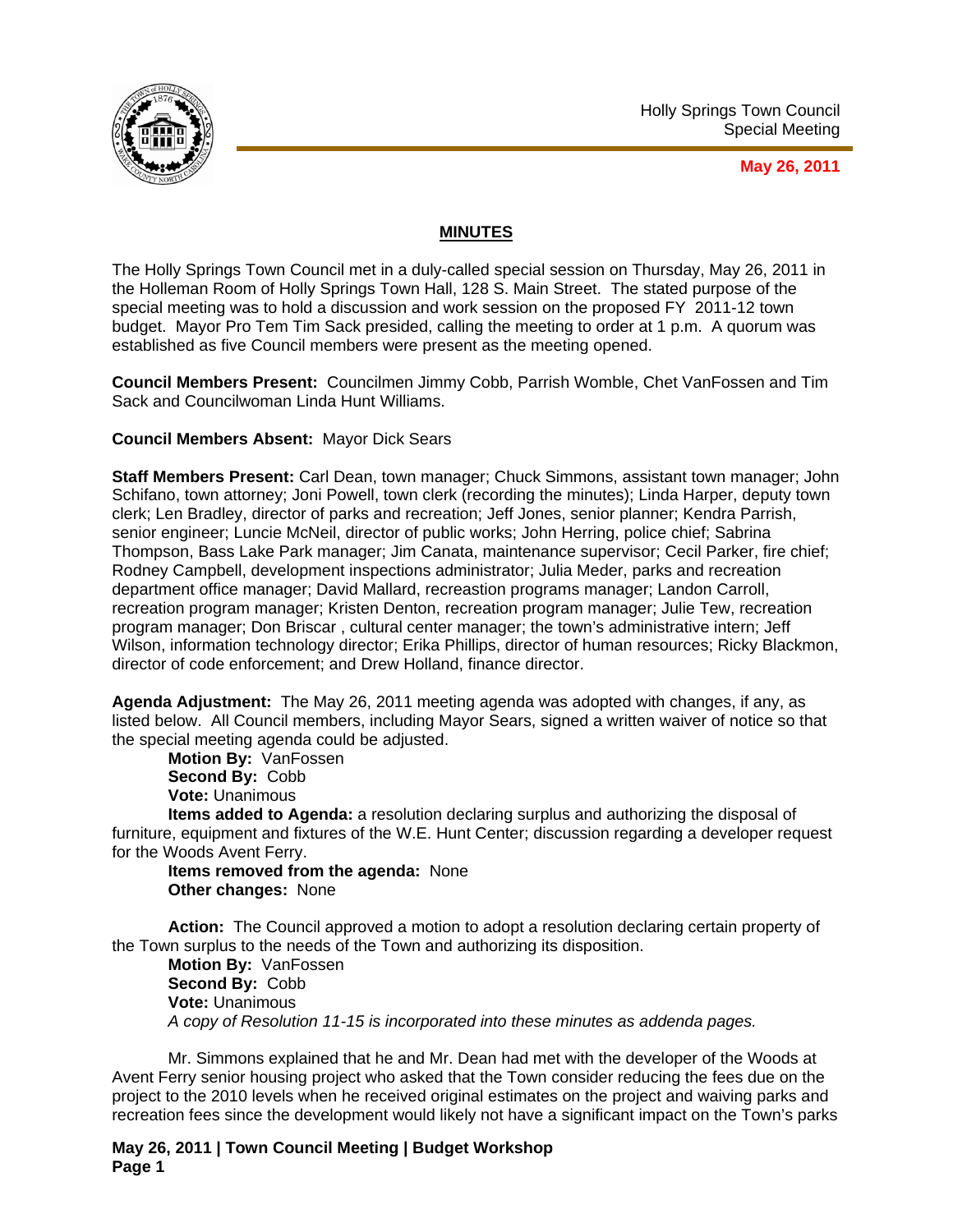Holly Springs Town Council
Special Meeting

**May 26, 2011**

## MINUTES

The Holly Springs Town Council met in a duly-called special session on Thursday, May 26, 2011 in the Holleman Room of Holly Springs Town Hall, 128 S. Main Street. The stated purpose of the special meeting was to hold a discussion and work session on the proposed FY 2011-12 town budget. Mayor Pro Tem Tim Sack presided, calling the meeting to order at 1 p.m. A quorum was established as five Council members were present as the meeting opened.

**Council Members Present:** Councilmen Jimmy Cobb, Parrish Womble, Chet VanFossen and Tim Sack and Councilwoman Linda Hunt Williams.

**Council Members Absent:** Mayor Dick Sears

**Staff Members Present:** Carl Dean, town manager; Chuck Simmons, assistant town manager; John Schifano, town attorney; Joni Powell, town clerk (recording the minutes); Linda Harper, deputy town clerk; Len Bradley, director of parks and recreation; Jeff Jones, senior planner; Kendra Parrish, senior engineer; Luncie McNeil, director of public works; John Herring, police chief; Sabrina Thompson, Bass Lake Park manager; Jim Canata, maintenance supervisor; Cecil Parker, fire chief; Rodney Campbell, development inspections administrator; Julia Meder, parks and recreation department office manager; David Mallard, recreastion programs manager; Landon Carroll, recreation program manager; Kristen Denton, recreation program manager; Julie Tew, recreation program manager; Don Briscar , cultural center manager; the town's administrative intern; Jeff Wilson, information technology director; Erika Phillips, director of human resources; Ricky Blackmon, director of code enforcement; and Drew Holland, finance director.

**Agenda Adjustment:** The May 26, 2011 meeting agenda was adopted with changes, if any, as listed below. All Council members, including Mayor Sears, signed a written waiver of notice so that the special meeting agenda could be adjusted.

**Motion By:** VanFossen
**Second By:** Cobb
**Vote:** Unanimous

**Items added to Agenda:** a resolution declaring surplus and authorizing the disposal of furniture, equipment and fixtures of the W.E. Hunt Center; discussion regarding a developer request for the Woods Avent Ferry.

**Items removed from the agenda:** None
**Other changes:** None

**Action:** The Council approved a motion to adopt a resolution declaring certain property of the Town surplus to the needs of the Town and authorizing its disposition.

**Motion By:** VanFossen
**Second By:** Cobb
**Vote:** Unanimous
*A copy of Resolution 11-15 is incorporated into these minutes as addenda pages.*

Mr. Simmons explained that he and Mr. Dean had met with the developer of the Woods at Avent Ferry senior housing project who asked that the Town consider reducing the fees due on the project to the 2010 levels when he received original estimates on the project and waiving parks and recreation fees since the development would likely not have a significant impact on the Town's parks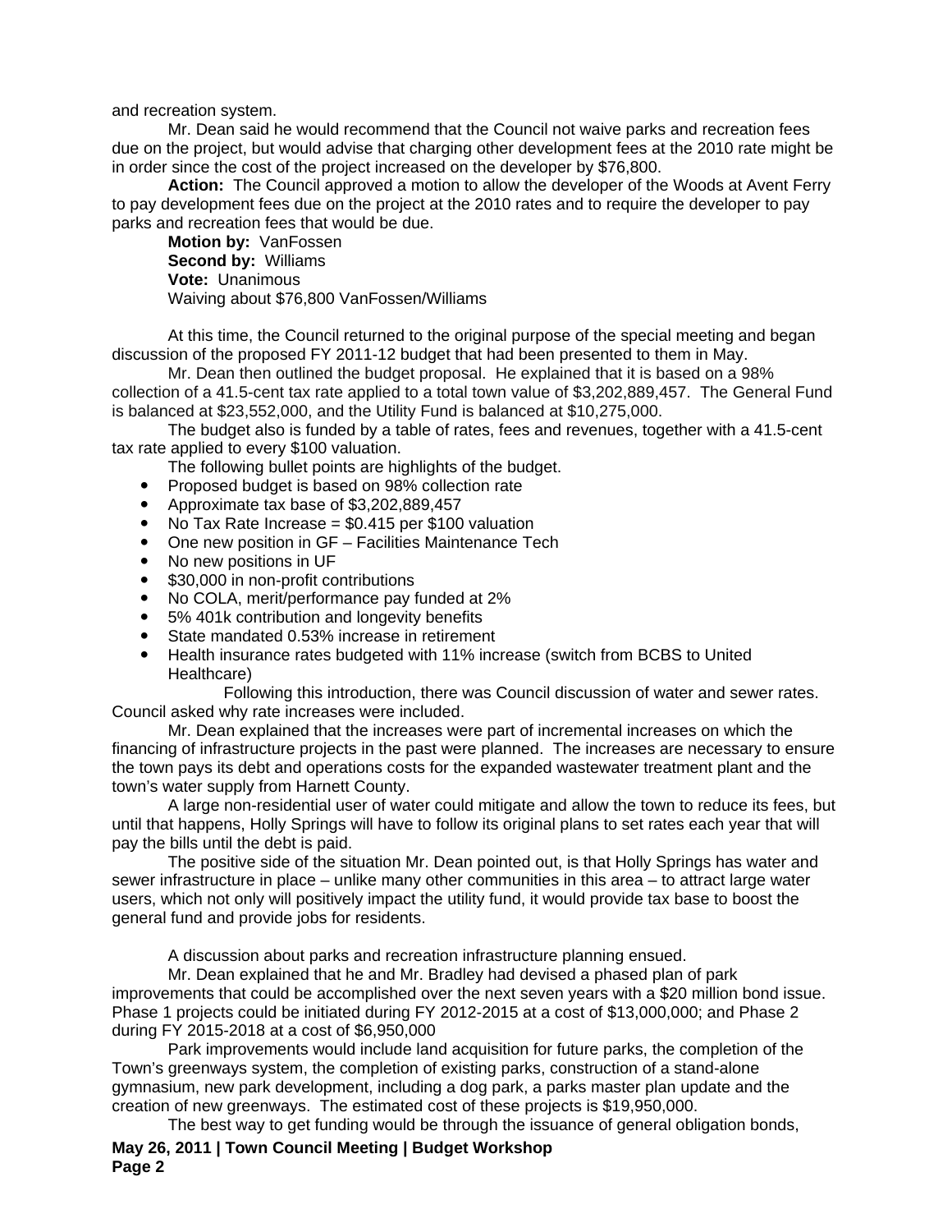and recreation system.

Mr. Dean said he would recommend that the Council not waive parks and recreation fees due on the project, but would advise that charging other development fees at the 2010 rate might be in order since the cost of the project increased on the developer by $76,800.

**Action:** The Council approved a motion to allow the developer of the Woods at Avent Ferry to pay development fees due on the project at the 2010 rates and to require the developer to pay parks and recreation fees that would be due.

**Motion by:** VanFossen
**Second by:** Williams
**Vote:** Unanimous
Waiving about $76,800 VanFossen/Williams

At this time, the Council returned to the original purpose of the special meeting and began discussion of the proposed FY 2011-12 budget that had been presented to them in May.

Mr. Dean then outlined the budget proposal. He explained that it is based on a 98% collection of a 41.5-cent tax rate applied to a total town value of $3,202,889,457. The General Fund is balanced at $23,552,000, and the Utility Fund is balanced at $10,275,000.

The budget also is funded by a table of rates, fees and revenues, together with a 41.5-cent tax rate applied to every $100 valuation.

The following bullet points are highlights of the budget.

- Proposed budget is based on 98% collection rate
- Approximate tax base of $3,202,889,457
- No Tax Rate Increase = $0.415 per $100 valuation
- One new position in GF – Facilities Maintenance Tech
- No new positions in UF
- $30,000 in non-profit contributions
- No COLA, merit/performance pay funded at 2%
- 5% 401k contribution and longevity benefits
- State mandated 0.53% increase in retirement
- Health insurance rates budgeted with 11% increase (switch from BCBS to United Healthcare)

Following this introduction, there was Council discussion of water and sewer rates. Council asked why rate increases were included.

Mr. Dean explained that the increases were part of incremental increases on which the financing of infrastructure projects in the past were planned. The increases are necessary to ensure the town pays its debt and operations costs for the expanded wastewater treatment plant and the town's water supply from Harnett County.

A large non-residential user of water could mitigate and allow the town to reduce its fees, but until that happens, Holly Springs will have to follow its original plans to set rates each year that will pay the bills until the debt is paid.

The positive side of the situation Mr. Dean pointed out, is that Holly Springs has water and sewer infrastructure in place – unlike many other communities in this area – to attract large water users, which not only will positively impact the utility fund, it would provide tax base to boost the general fund and provide jobs for residents.

A discussion about parks and recreation infrastructure planning ensued.

Mr. Dean explained that he and Mr. Bradley had devised a phased plan of park improvements that could be accomplished over the next seven years with a $20 million bond issue. Phase 1 projects could be initiated during FY 2012-2015 at a cost of $13,000,000; and Phase 2 during FY 2015-2018 at a cost of $6,950,000

Park improvements would include land acquisition for future parks, the completion of the Town's greenways system, the completion of existing parks, construction of a stand-alone gymnasium, new park development, including a dog park, a parks master plan update and the creation of new greenways. The estimated cost of these projects is $19,950,000.

The best way to get funding would be through the issuance of general obligation bonds,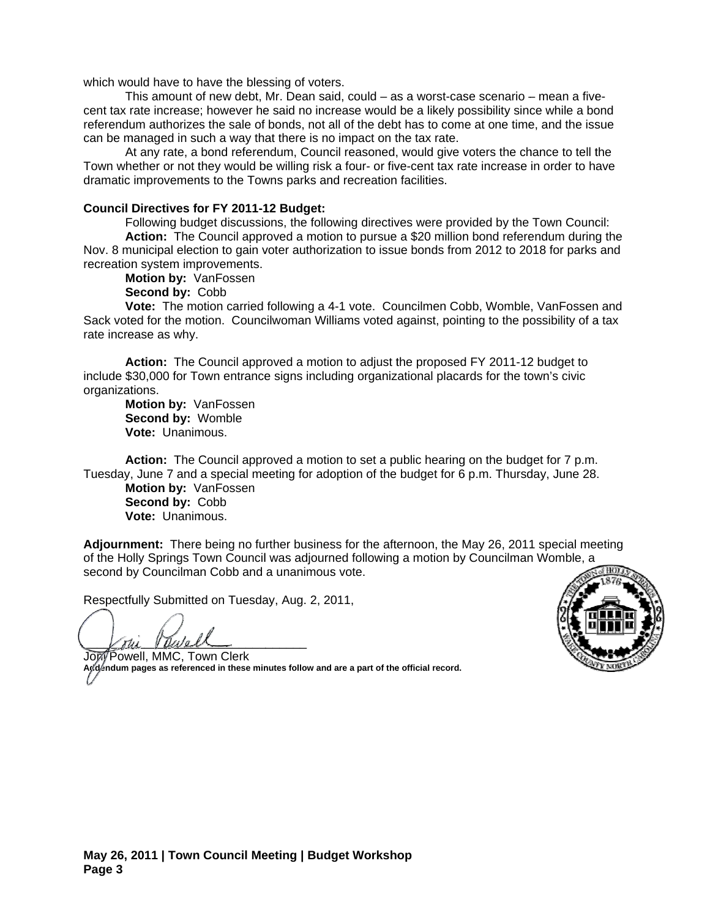which would have to have the blessing of voters.

This amount of new debt, Mr. Dean said, could – as a worst-case scenario – mean a five-cent tax rate increase; however he said no increase would be a likely possibility since while a bond referendum authorizes the sale of bonds, not all of the debt has to come at one time, and the issue can be managed in such a way that there is no impact on the tax rate.

At any rate, a bond referendum, Council reasoned, would give voters the chance to tell the Town whether or not they would be willing risk a four- or five-cent tax rate increase in order to have dramatic improvements to the Towns parks and recreation facilities.

**Council Directives for FY 2011-12 Budget:**

Following budget discussions, the following directives were provided by the Town Council:

**Action:** The Council approved a motion to pursue a $20 million bond referendum during the Nov. 8 municipal election to gain voter authorization to issue bonds from 2012 to 2018 for parks and recreation system improvements.

**Motion by:** VanFossen
**Second by:** Cobb
**Vote:** The motion carried following a 4-1 vote. Councilmen Cobb, Womble, VanFossen and Sack voted for the motion. Councilwoman Williams voted against, pointing to the possibility of a tax rate increase as why.

**Action:** The Council approved a motion to adjust the proposed FY 2011-12 budget to include $30,000 for Town entrance signs including organizational placards for the town's civic organizations.

**Motion by:** VanFossen
**Second by:** Womble
**Vote:** Unanimous.

**Action:** The Council approved a motion to set a public hearing on the budget for 7 p.m. Tuesday, June 7 and a special meeting for adoption of the budget for 6 p.m. Thursday, June 28.

**Motion by:** VanFossen
**Second by:** Cobb
**Vote:** Unanimous.

**Adjournment:** There being no further business for the afternoon, the May 26, 2011 special meeting of the Holly Springs Town Council was adjourned following a motion by Councilman Womble, a second by Councilman Cobb and a unanimous vote.

Respectfully Submitted on Tuesday, Aug. 2, 2011,

Joni Powell, MMC, Town Clerk

**Addendum pages as referenced in these minutes follow and are a part of the official record.**